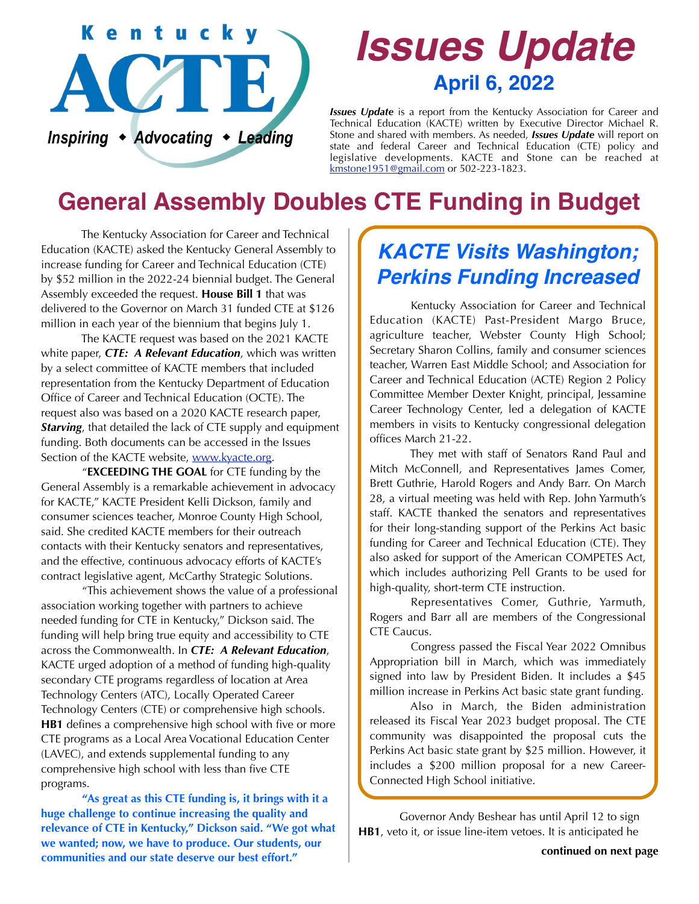Kentucky ACTE

*Inspiring ◆ Advocating ◆ Leading*

# Issues Update

## April 6, 2022

***Issues Update*** is a report from the Kentucky Association for Career and Technical Education (KACTE) written by Executive Director Michael R. Stone and shared with members. As needed, ***Issues Update*** will report on state and federal Career and Technical Education (CTE) policy and legislative developments. KACTE and Stone can be reached at kmstone1951@gmail.com or 502-223-1823.

# General Assembly Doubles CTE Funding in Budget

The Kentucky Association for Career and Technical Education (KACTE) asked the Kentucky General Assembly to increase funding for Career and Technical Education (CTE) by $52 million in the 2022-24 biennial budget. The General Assembly exceeded the request. **House Bill 1** that was delivered to the Governor on March 31 funded CTE at $126 million in each year of the biennium that begins July 1.

The KACTE request was based on the 2021 KACTE white paper, ***CTE: A Relevant Education***, which was written by a select committee of KACTE members that included representation from the Kentucky Department of Education Office of Career and Technical Education (OCTE). The request also was based on a 2020 KACTE research paper, ***Starving***, that detailed the lack of CTE supply and equipment funding. Both documents can be accessed in the Issues Section of the KACTE website, www.kyacte.org.

"**EXCEEDING THE GOAL** for CTE funding by the General Assembly is a remarkable achievement in advocacy for KACTE," KACTE President Kelli Dickson, family and consumer sciences teacher, Monroe County High School, said. She credited KACTE members for their outreach contacts with their Kentucky senators and representatives, and the effective, continuous advocacy efforts of KACTE's contract legislative agent, McCarthy Strategic Solutions.

"This achievement shows the value of a professional association working together with partners to achieve needed funding for CTE in Kentucky," Dickson said. The funding will help bring true equity and accessibility to CTE across the Commonwealth. In ***CTE: A Relevant Education***, KACTE urged adoption of a method of funding high-quality secondary CTE programs regardless of location at Area Technology Centers (ATC), Locally Operated Career Technology Centers (CTE) or comprehensive high schools. **HB1** defines a comprehensive high school with five or more CTE programs as a Local Area Vocational Education Center (LAVEC), and extends supplemental funding to any comprehensive high school with less than five CTE programs.

**"As great as this CTE funding is, it brings with it a huge challenge to continue increasing the quality and relevance of CTE in Kentucky," Dickson said. "We got what we wanted; now, we have to produce. Our students, our communities and our state deserve our best effort."**

## *KACTE Visits Washington; Perkins Funding Increased*

Kentucky Association for Career and Technical Education (KACTE) Past-President Margo Bruce, agriculture teacher, Webster County High School; Secretary Sharon Collins, family and consumer sciences teacher, Warren East Middle School; and Association for Career and Technical Education (ACTE) Region 2 Policy Committee Member Dexter Knight, principal, Jessamine Career Technology Center, led a delegation of KACTE members in visits to Kentucky congressional delegation offices March 21-22.

They met with staff of Senators Rand Paul and Mitch McConnell, and Representatives James Comer, Brett Guthrie, Harold Rogers and Andy Barr. On March 28, a virtual meeting was held with Rep. John Yarmuth's staff. KACTE thanked the senators and representatives for their long-standing support of the Perkins Act basic funding for Career and Technical Education (CTE). They also asked for support of the American COMPETES Act, which includes authorizing Pell Grants to be used for high-quality, short-term CTE instruction.

Representatives Comer, Guthrie, Yarmuth, Rogers and Barr all are members of the Congressional CTE Caucus.

Congress passed the Fiscal Year 2022 Omnibus Appropriation bill in March, which was immediately signed into law by President Biden. It includes a $45 million increase in Perkins Act basic state grant funding.

Also in March, the Biden administration released its Fiscal Year 2023 budget proposal. The CTE community was disappointed the proposal cuts the Perkins Act basic state grant by $25 million. However, it includes a $200 million proposal for a new Career-Connected High School initiative.

Governor Andy Beshear has until April 12 to sign **HB1**, veto it, or issue line-item vetoes. It is anticipated he

**continued on next page**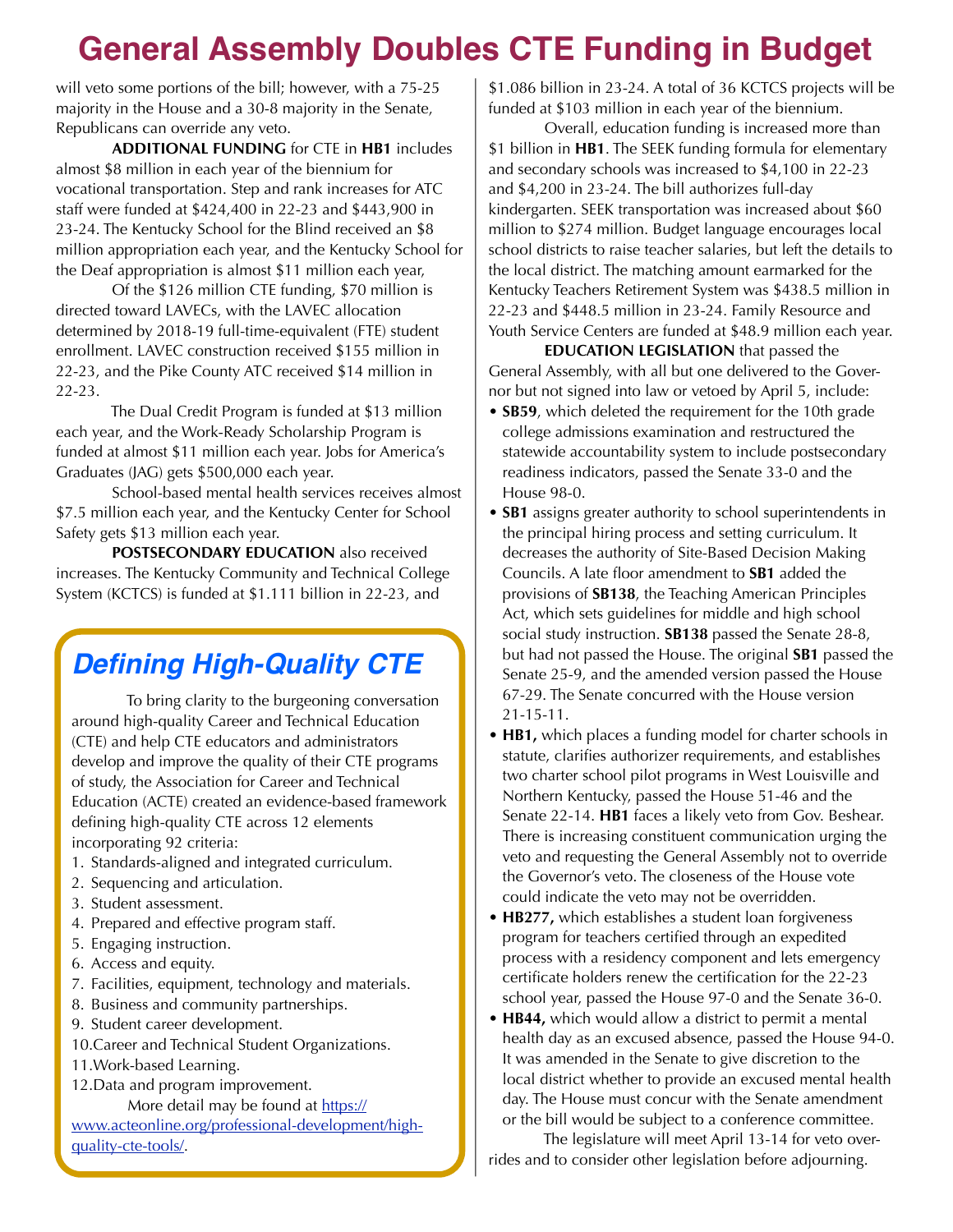# General Assembly Doubles CTE Funding in Budget

will veto some portions of the bill; however, with a 75-25 majority in the House and a 30-8 majority in the Senate, Republicans can override any veto.

**ADDITIONAL FUNDING** for CTE in **HB1** includes almost $8 million in each year of the biennium for vocational transportation. Step and rank increases for ATC staff were funded at $424,400 in 22-23 and $443,900 in 23-24. The Kentucky School for the Blind received an $8 million appropriation each year, and the Kentucky School for the Deaf appropriation is almost $11 million each year,

Of the $126 million CTE funding, $70 million is directed toward LAVECs, with the LAVEC allocation determined by 2018-19 full-time-equivalent (FTE) student enrollment. LAVEC construction received $155 million in 22-23, and the Pike County ATC received $14 million in 22-23.

The Dual Credit Program is funded at $13 million each year, and the Work-Ready Scholarship Program is funded at almost $11 million each year. Jobs for America's Graduates (JAG) gets $500,000 each year.

School-based mental health services receives almost $7.5 million each year, and the Kentucky Center for School Safety gets $13 million each year.

**POSTSECONDARY EDUCATION** also received increases. The Kentucky Community and Technical College System (KCTCS) is funded at $1.111 billion in 22-23, and $1.086 billion in 23-24. A total of 36 KCTCS projects will be funded at $103 million in each year of the biennium.

Overall, education funding is increased more than $1 billion in **HB1**. The SEEK funding formula for elementary and secondary schools was increased to $4,100 in 22-23 and $4,200 in 23-24. The bill authorizes full-day kindergarten. SEEK transportation was increased about $60 million to $274 million. Budget language encourages local school districts to raise teacher salaries, but left the details to the local district. The matching amount earmarked for the Kentucky Teachers Retirement System was $438.5 million in 22-23 and $448.5 million in 23-24. Family Resource and Youth Service Centers are funded at $48.9 million each year.

**EDUCATION LEGISLATION** that passed the General Assembly, with all but one delivered to the Governor but not signed into law or vetoed by April 5, include:

- **SB59**, which deleted the requirement for the 10th grade college admissions examination and restructured the statewide accountability system to include postsecondary readiness indicators, passed the Senate 33-0 and the House 98-0.
- **SB1** assigns greater authority to school superintendents in the principal hiring process and setting curriculum. It decreases the authority of Site-Based Decision Making Councils. A late floor amendment to **SB1** added the provisions of **SB138**, the Teaching American Principles Act, which sets guidelines for middle and high school social study instruction. **SB138** passed the Senate 28-8, but had not passed the House. The original **SB1** passed the Senate 25-9, and the amended version passed the House 67-29. The Senate concurred with the House version 21-15-11.
- **HB1,** which places a funding model for charter schools in statute, clarifies authorizer requirements, and establishes two charter school pilot programs in West Louisville and Northern Kentucky, passed the House 51-46 and the Senate 22-14. **HB1** faces a likely veto from Gov. Beshear. There is increasing constituent communication urging the veto and requesting the General Assembly not to override the Governor's veto. The closeness of the House vote could indicate the veto may not be overridden.
- **HB277,** which establishes a student loan forgiveness program for teachers certified through an expedited process with a residency component and lets emergency certificate holders renew the certification for the 22-23 school year, passed the House 97-0 and the Senate 36-0.
- **HB44,** which would allow a district to permit a mental health day as an excused absence, passed the House 94-0. It was amended in the Senate to give discretion to the local district whether to provide an excused mental health day. The House must concur with the Senate amendment or the bill would be subject to a conference committee.

The legislature will meet April 13-14 for veto overrides and to consider other legislation before adjourning.

## *Defining High-Quality CTE*

To bring clarity to the burgeoning conversation around high-quality Career and Technical Education (CTE) and help CTE educators and administrators develop and improve the quality of their CTE programs of study, the Association for Career and Technical Education (ACTE) created an evidence-based framework defining high-quality CTE across 12 elements incorporating 92 criteria:

1. Standards-aligned and integrated curriculum.
2. Sequencing and articulation.
3. Student assessment.
4. Prepared and effective program staff.
5. Engaging instruction.
6. Access and equity.
7. Facilities, equipment, technology and materials.
8. Business and community partnerships.
9. Student career development.
10. Career and Technical Student Organizations.
11. Work-based Learning.
12. Data and program improvement.

More detail may be found at https://www.acteonline.org/professional-development/high-quality-cte-tools/.